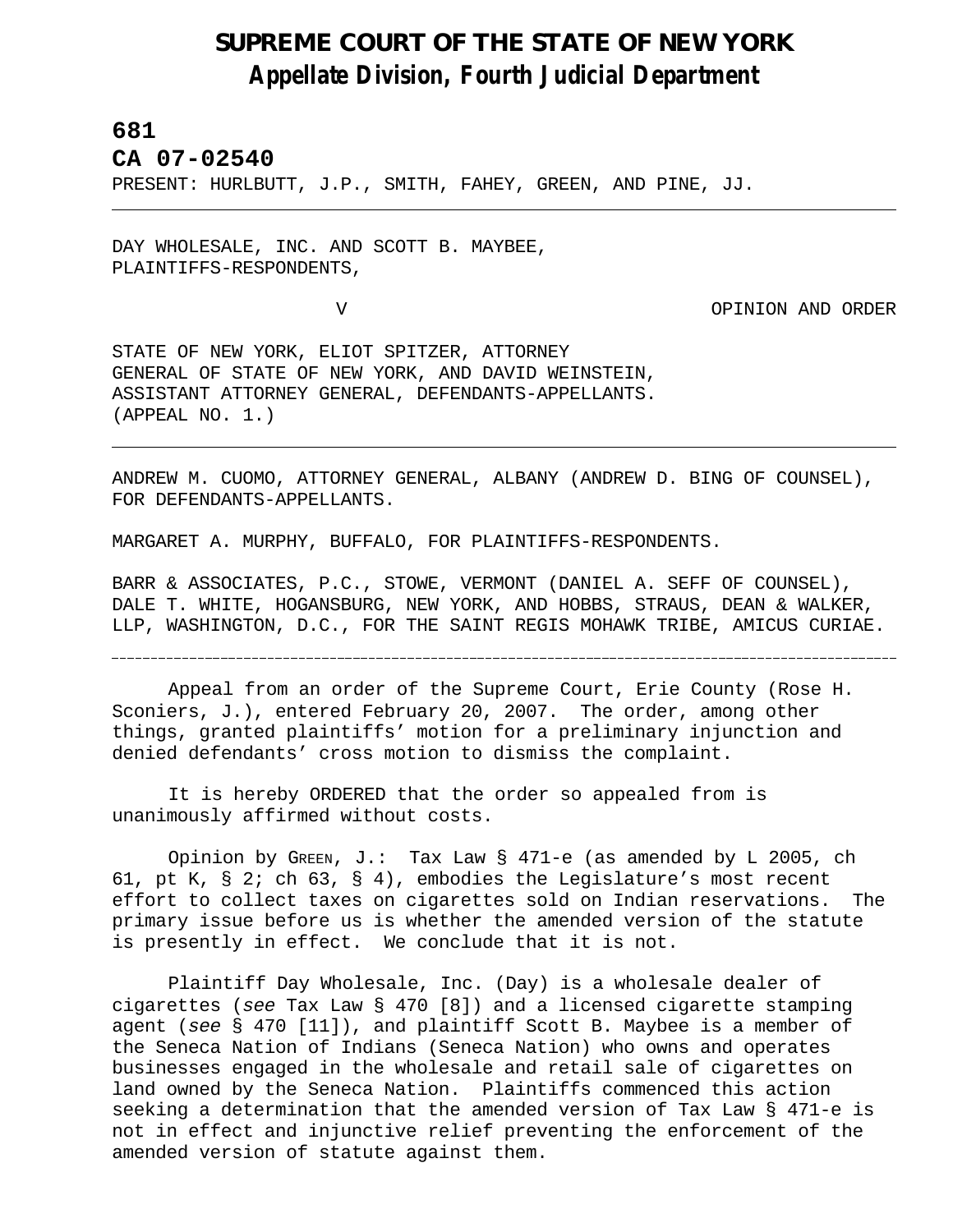# SUPREME COURT OF THE STATE OF NEW YORK
## *Appellate Division, Fourth Judicial Department*

**681**

**CA 07-02540**

PRESENT: HURLBUTT, J.P., SMITH, FAHEY, GREEN, AND PINE, JJ.

---

DAY WHOLESALE, INC. AND SCOTT B. MAYBEE,
PLAINTIFFS-RESPONDENTS,

V                                                                 OPINION AND ORDER

STATE OF NEW YORK, ELIOT SPITZER, ATTORNEY
GENERAL OF STATE OF NEW YORK, AND DAVID WEINSTEIN,
ASSISTANT ATTORNEY GENERAL, DEFENDANTS-APPELLANTS.
(APPEAL NO. 1.)

---

ANDREW M. CUOMO, ATTORNEY GENERAL, ALBANY (ANDREW D. BING OF COUNSEL), FOR DEFENDANTS-APPELLANTS.

MARGARET A. MURPHY, BUFFALO, FOR PLAINTIFFS-RESPONDENTS.

BARR & ASSOCIATES, P.C., STOWE, VERMONT (DANIEL A. SEFF OF COUNSEL), DALE T. WHITE, HOGANSBURG, NEW YORK, AND HOBBS, STRAUS, DEAN & WALKER, LLP, WASHINGTON, D.C., FOR THE SAINT REGIS MOHAWK TRIBE, AMICUS CURIAE.

---

Appeal from an order of the Supreme Court, Erie County (Rose H. Sconiers, J.), entered February 20, 2007. The order, among other things, granted plaintiffs' motion for a preliminary injunction and denied defendants' cross motion to dismiss the complaint.

It is hereby ORDERED that the order so appealed from is unanimously affirmed without costs.

Opinion by GREEN, J.: Tax Law § 471-e (as amended by L 2005, ch 61, pt K, § 2; ch 63, § 4), embodies the Legislature's most recent effort to collect taxes on cigarettes sold on Indian reservations. The primary issue before us is whether the amended version of the statute is presently in effect. We conclude that it is not.

Plaintiff Day Wholesale, Inc. (Day) is a wholesale dealer of cigarettes (*see* Tax Law § 470 [8]) and a licensed cigarette stamping agent (*see* § 470 [11]), and plaintiff Scott B. Maybee is a member of the Seneca Nation of Indians (Seneca Nation) who owns and operates businesses engaged in the wholesale and retail sale of cigarettes on land owned by the Seneca Nation. Plaintiffs commenced this action seeking a determination that the amended version of Tax Law § 471-e is not in effect and injunctive relief preventing the enforcement of the amended version of statute against them.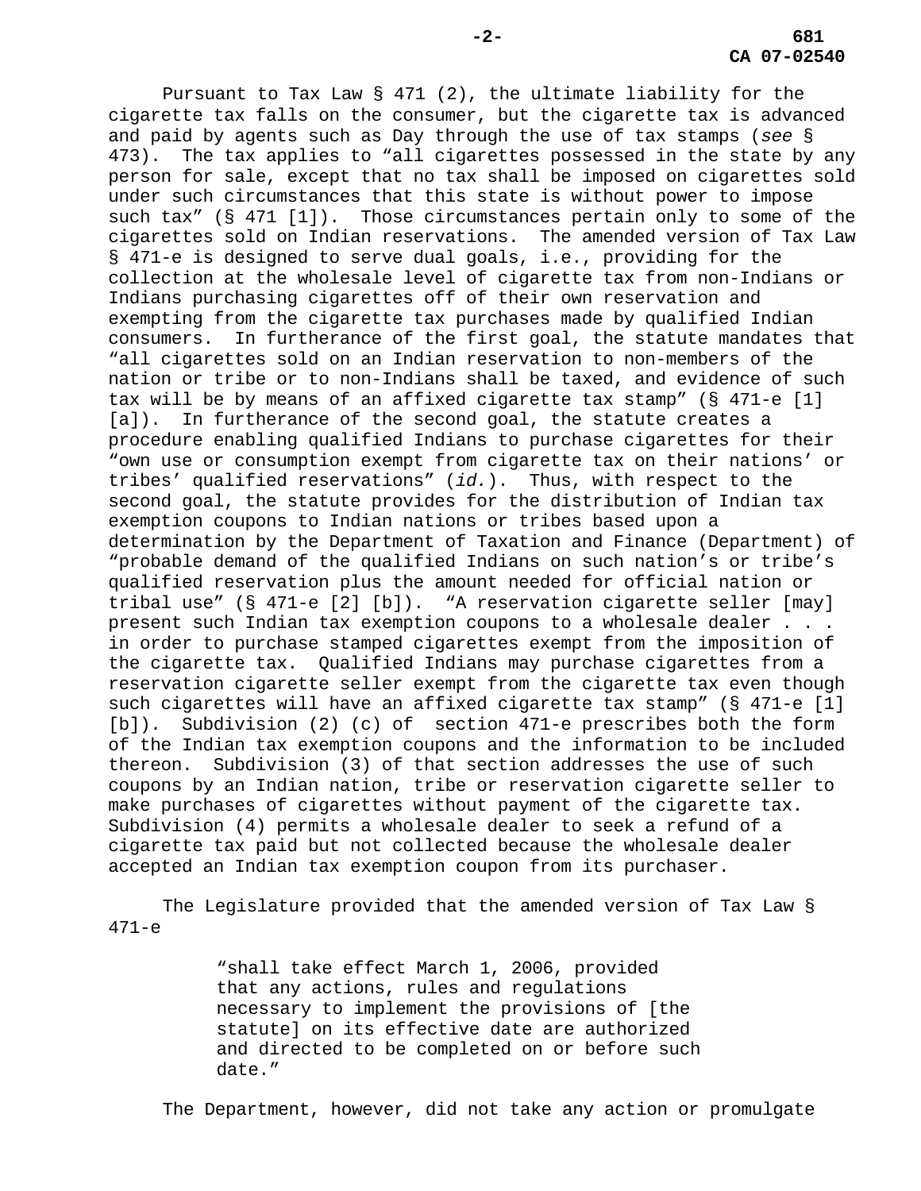Pursuant to Tax Law § 471 (2), the ultimate liability for the cigarette tax falls on the consumer, but the cigarette tax is advanced and paid by agents such as Day through the use of tax stamps (*see* § 473). The tax applies to "all cigarettes possessed in the state by any person for sale, except that no tax shall be imposed on cigarettes sold under such circumstances that this state is without power to impose such tax" (§ 471 [1]). Those circumstances pertain only to some of the cigarettes sold on Indian reservations. The amended version of Tax Law § 471-e is designed to serve dual goals, i.e., providing for the collection at the wholesale level of cigarette tax from non-Indians or Indians purchasing cigarettes off of their own reservation and exempting from the cigarette tax purchases made by qualified Indian consumers. In furtherance of the first goal, the statute mandates that "all cigarettes sold on an Indian reservation to non-members of the nation or tribe or to non-Indians shall be taxed, and evidence of such tax will be by means of an affixed cigarette tax stamp" (§ 471-e [1] [a]). In furtherance of the second goal, the statute creates a procedure enabling qualified Indians to purchase cigarettes for their "own use or consumption exempt from cigarette tax on their nations' or tribes' qualified reservations" (*id.*). Thus, with respect to the second goal, the statute provides for the distribution of Indian tax exemption coupons to Indian nations or tribes based upon a determination by the Department of Taxation and Finance (Department) of "probable demand of the qualified Indians on such nation's or tribe's qualified reservation plus the amount needed for official nation or tribal use" (§ 471-e [2] [b]). "A reservation cigarette seller [may] present such Indian tax exemption coupons to a wholesale dealer . . . in order to purchase stamped cigarettes exempt from the imposition of the cigarette tax. Qualified Indians may purchase cigarettes from a reservation cigarette seller exempt from the cigarette tax even though such cigarettes will have an affixed cigarette tax stamp" (§ 471-e [1] [b]). Subdivision (2) (c) of section 471-e prescribes both the form of the Indian tax exemption coupons and the information to be included thereon. Subdivision (3) of that section addresses the use of such coupons by an Indian nation, tribe or reservation cigarette seller to make purchases of cigarettes without payment of the cigarette tax. Subdivision (4) permits a wholesale dealer to seek a refund of a cigarette tax paid but not collected because the wholesale dealer accepted an Indian tax exemption coupon from its purchaser.

The Legislature provided that the amended version of Tax Law § 471-e

> "shall take effect March 1, 2006, provided that any actions, rules and regulations necessary to implement the provisions of [the statute] on its effective date are authorized and directed to be completed on or before such date."

The Department, however, did not take any action or promulgate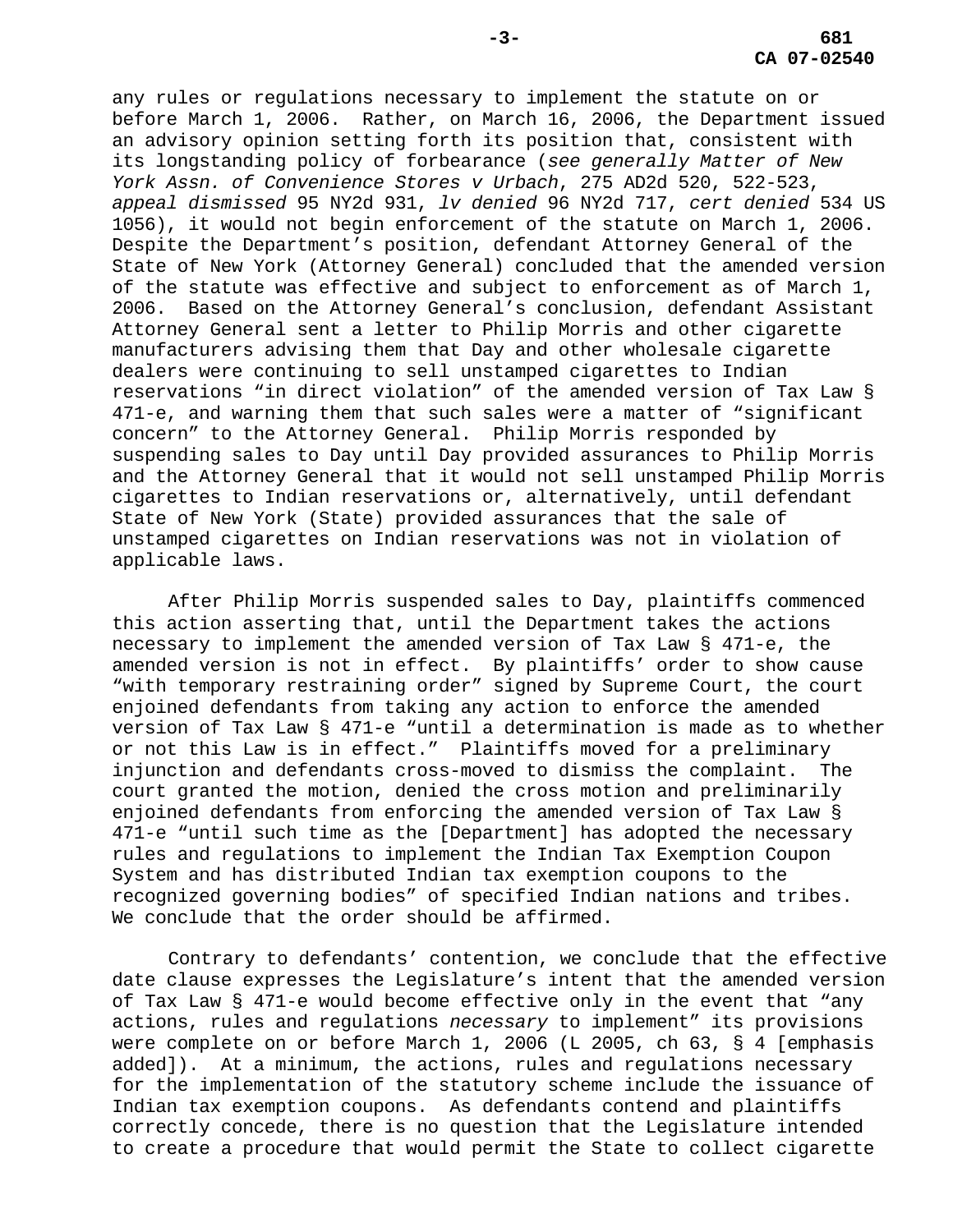any rules or regulations necessary to implement the statute on or before March 1, 2006. Rather, on March 16, 2006, the Department issued an advisory opinion setting forth its position that, consistent with its longstanding policy of forbearance (*see generally Matter of New York Assn. of Convenience Stores v Urbach*, 275 AD2d 520, 522-523, *appeal dismissed* 95 NY2d 931, *lv denied* 96 NY2d 717, *cert denied* 534 US 1056), it would not begin enforcement of the statute on March 1, 2006. Despite the Department's position, defendant Attorney General of the State of New York (Attorney General) concluded that the amended version of the statute was effective and subject to enforcement as of March 1, 2006. Based on the Attorney General's conclusion, defendant Assistant Attorney General sent a letter to Philip Morris and other cigarette manufacturers advising them that Day and other wholesale cigarette dealers were continuing to sell unstamped cigarettes to Indian reservations "in direct violation" of the amended version of Tax Law § 471-e, and warning them that such sales were a matter of "significant concern" to the Attorney General. Philip Morris responded by suspending sales to Day until Day provided assurances to Philip Morris and the Attorney General that it would not sell unstamped Philip Morris cigarettes to Indian reservations or, alternatively, until defendant State of New York (State) provided assurances that the sale of unstamped cigarettes on Indian reservations was not in violation of applicable laws.

After Philip Morris suspended sales to Day, plaintiffs commenced this action asserting that, until the Department takes the actions necessary to implement the amended version of Tax Law § 471-e, the amended version is not in effect. By plaintiffs' order to show cause "with temporary restraining order" signed by Supreme Court, the court enjoined defendants from taking any action to enforce the amended version of Tax Law § 471-e "until a determination is made as to whether or not this Law is in effect." Plaintiffs moved for a preliminary injunction and defendants cross-moved to dismiss the complaint. The court granted the motion, denied the cross motion and preliminarily enjoined defendants from enforcing the amended version of Tax Law § 471-e "until such time as the [Department] has adopted the necessary rules and regulations to implement the Indian Tax Exemption Coupon System and has distributed Indian tax exemption coupons to the recognized governing bodies" of specified Indian nations and tribes. We conclude that the order should be affirmed.

Contrary to defendants' contention, we conclude that the effective date clause expresses the Legislature's intent that the amended version of Tax Law § 471-e would become effective only in the event that "any actions, rules and regulations *necessary* to implement" its provisions were complete on or before March 1, 2006 (L 2005, ch 63, § 4 [emphasis added]). At a minimum, the actions, rules and regulations necessary for the implementation of the statutory scheme include the issuance of Indian tax exemption coupons. As defendants contend and plaintiffs correctly concede, there is no question that the Legislature intended to create a procedure that would permit the State to collect cigarette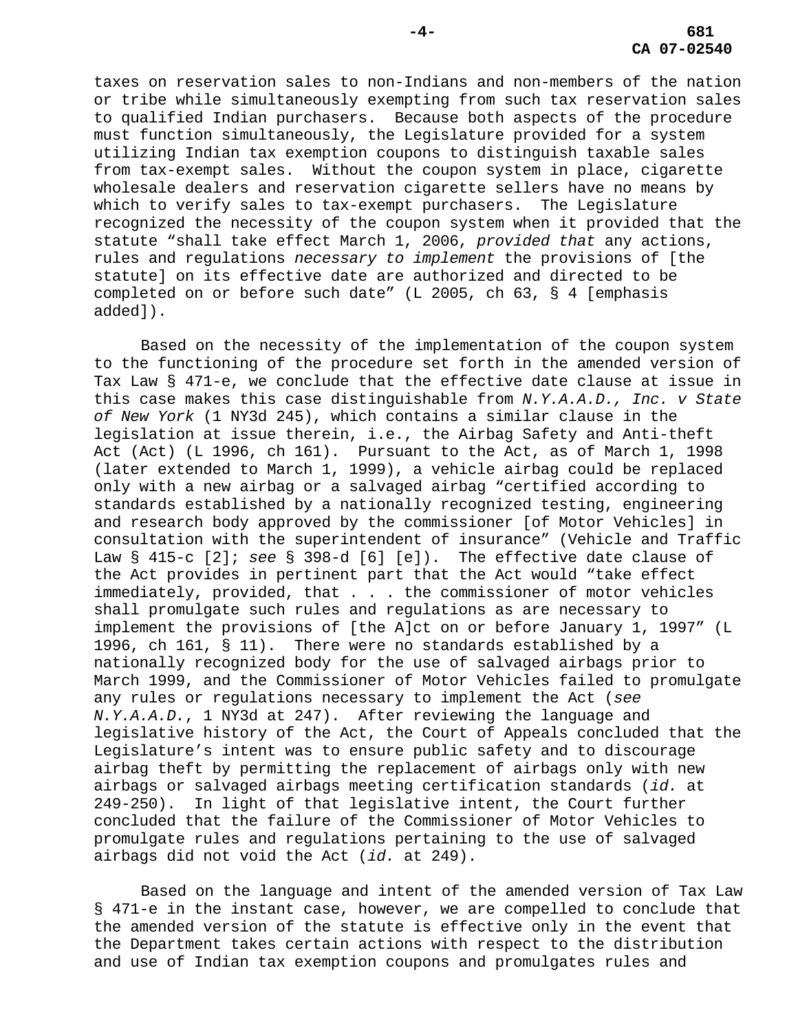taxes on reservation sales to non-Indians and non-members of the nation or tribe while simultaneously exempting from such tax reservation sales to qualified Indian purchasers. Because both aspects of the procedure must function simultaneously, the Legislature provided for a system utilizing Indian tax exemption coupons to distinguish taxable sales from tax-exempt sales. Without the coupon system in place, cigarette wholesale dealers and reservation cigarette sellers have no means by which to verify sales to tax-exempt purchasers. The Legislature recognized the necessity of the coupon system when it provided that the statute "shall take effect March 1, 2006, *provided that* any actions, rules and regulations *necessary to implement* the provisions of [the statute] on its effective date are authorized and directed to be completed on or before such date" (L 2005, ch 63, § 4 [emphasis added]).

Based on the necessity of the implementation of the coupon system to the functioning of the procedure set forth in the amended version of Tax Law § 471-e, we conclude that the effective date clause at issue in this case makes this case distinguishable from *N.Y.A.A.D., Inc. v State of New York* (1 NY3d 245), which contains a similar clause in the legislation at issue therein, i.e., the Airbag Safety and Anti-theft Act (Act) (L 1996, ch 161). Pursuant to the Act, as of March 1, 1998 (later extended to March 1, 1999), a vehicle airbag could be replaced only with a new airbag or a salvaged airbag "certified according to standards established by a nationally recognized testing, engineering and research body approved by the commissioner [of Motor Vehicles] in consultation with the superintendent of insurance" (Vehicle and Traffic Law § 415-c [2]; *see* § 398-d [6] [e]). The effective date clause of the Act provides in pertinent part that the Act would "take effect immediately, provided, that . . . the commissioner of motor vehicles shall promulgate such rules and regulations as are necessary to implement the provisions of [the A]ct on or before January 1, 1997" (L 1996, ch 161, § 11). There were no standards established by a nationally recognized body for the use of salvaged airbags prior to March 1999, and the Commissioner of Motor Vehicles failed to promulgate any rules or regulations necessary to implement the Act (*see N.Y.A.A.D.*, 1 NY3d at 247). After reviewing the language and legislative history of the Act, the Court of Appeals concluded that the Legislature's intent was to ensure public safety and to discourage airbag theft by permitting the replacement of airbags only with new airbags or salvaged airbags meeting certification standards (*id.* at 249-250). In light of that legislative intent, the Court further concluded that the failure of the Commissioner of Motor Vehicles to promulgate rules and regulations pertaining to the use of salvaged airbags did not void the Act (*id.* at 249).

Based on the language and intent of the amended version of Tax Law § 471-e in the instant case, however, we are compelled to conclude that the amended version of the statute is effective only in the event that the Department takes certain actions with respect to the distribution and use of Indian tax exemption coupons and promulgates rules and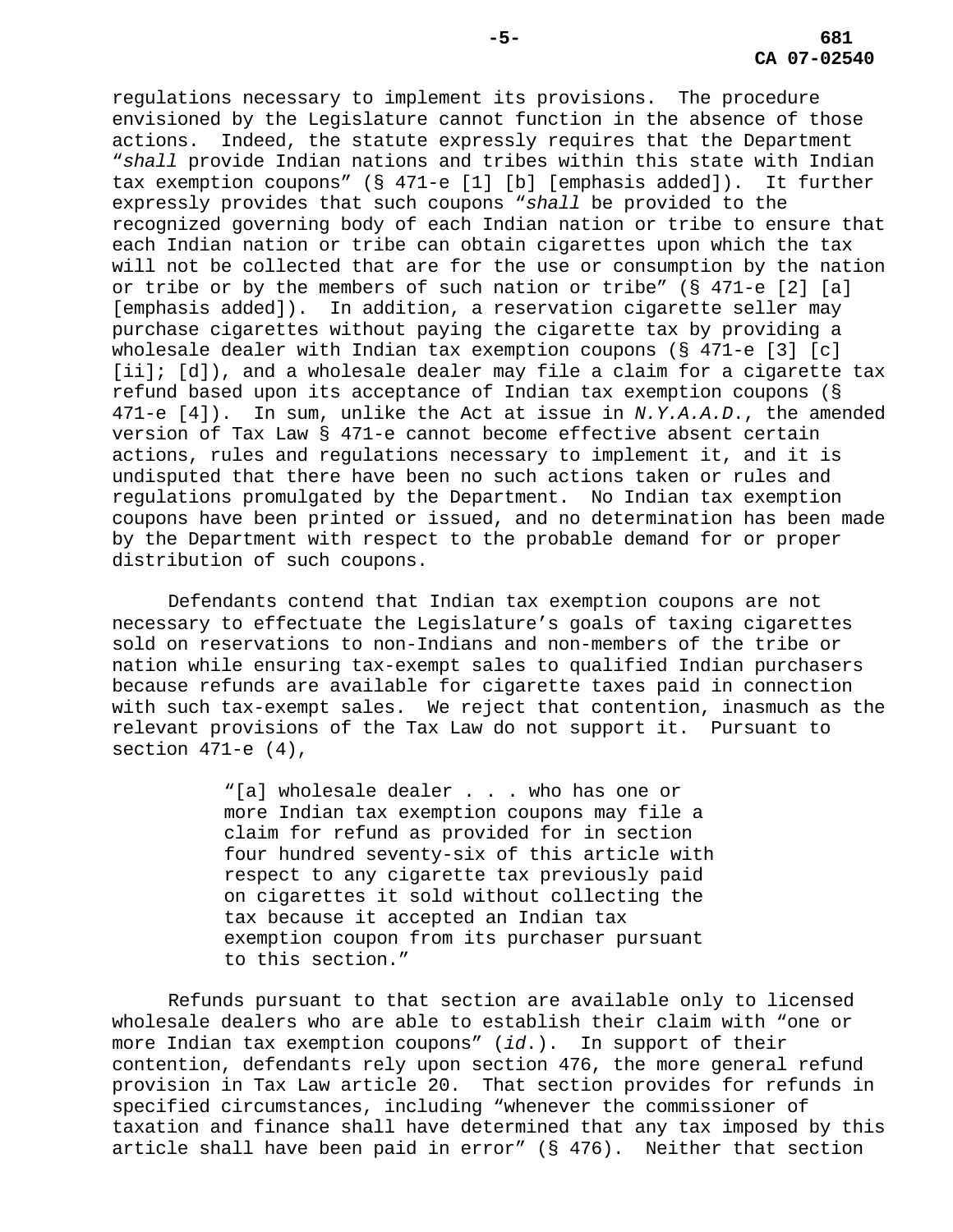regulations necessary to implement its provisions. The procedure envisioned by the Legislature cannot function in the absence of those actions. Indeed, the statute expressly requires that the Department "*shall* provide Indian nations and tribes within this state with Indian tax exemption coupons" (§ 471-e [1] [b] [emphasis added]). It further expressly provides that such coupons "*shall* be provided to the recognized governing body of each Indian nation or tribe to ensure that each Indian nation or tribe can obtain cigarettes upon which the tax will not be collected that are for the use or consumption by the nation or tribe or by the members of such nation or tribe" (§ 471-e [2] [a] [emphasis added]). In addition, a reservation cigarette seller may purchase cigarettes without paying the cigarette tax by providing a wholesale dealer with Indian tax exemption coupons (§ 471-e [3] [c] [ii]; [d]), and a wholesale dealer may file a claim for a cigarette tax refund based upon its acceptance of Indian tax exemption coupons (§ 471-e [4]). In sum, unlike the Act at issue in *N.Y.A.A.D.*, the amended version of Tax Law § 471-e cannot become effective absent certain actions, rules and regulations necessary to implement it, and it is undisputed that there have been no such actions taken or rules and regulations promulgated by the Department. No Indian tax exemption coupons have been printed or issued, and no determination has been made by the Department with respect to the probable demand for or proper distribution of such coupons.

Defendants contend that Indian tax exemption coupons are not necessary to effectuate the Legislature's goals of taxing cigarettes sold on reservations to non-Indians and non-members of the tribe or nation while ensuring tax-exempt sales to qualified Indian purchasers because refunds are available for cigarette taxes paid in connection with such tax-exempt sales. We reject that contention, inasmuch as the relevant provisions of the Tax Law do not support it. Pursuant to section 471-e (4),

> "[a] wholesale dealer . . . who has one or more Indian tax exemption coupons may file a claim for refund as provided for in section four hundred seventy-six of this article with respect to any cigarette tax previously paid on cigarettes it sold without collecting the tax because it accepted an Indian tax exemption coupon from its purchaser pursuant to this section."

Refunds pursuant to that section are available only to licensed wholesale dealers who are able to establish their claim with "one or more Indian tax exemption coupons" (*id.*). In support of their contention, defendants rely upon section 476, the more general refund provision in Tax Law article 20. That section provides for refunds in specified circumstances, including "whenever the commissioner of taxation and finance shall have determined that any tax imposed by this article shall have been paid in error" (§ 476). Neither that section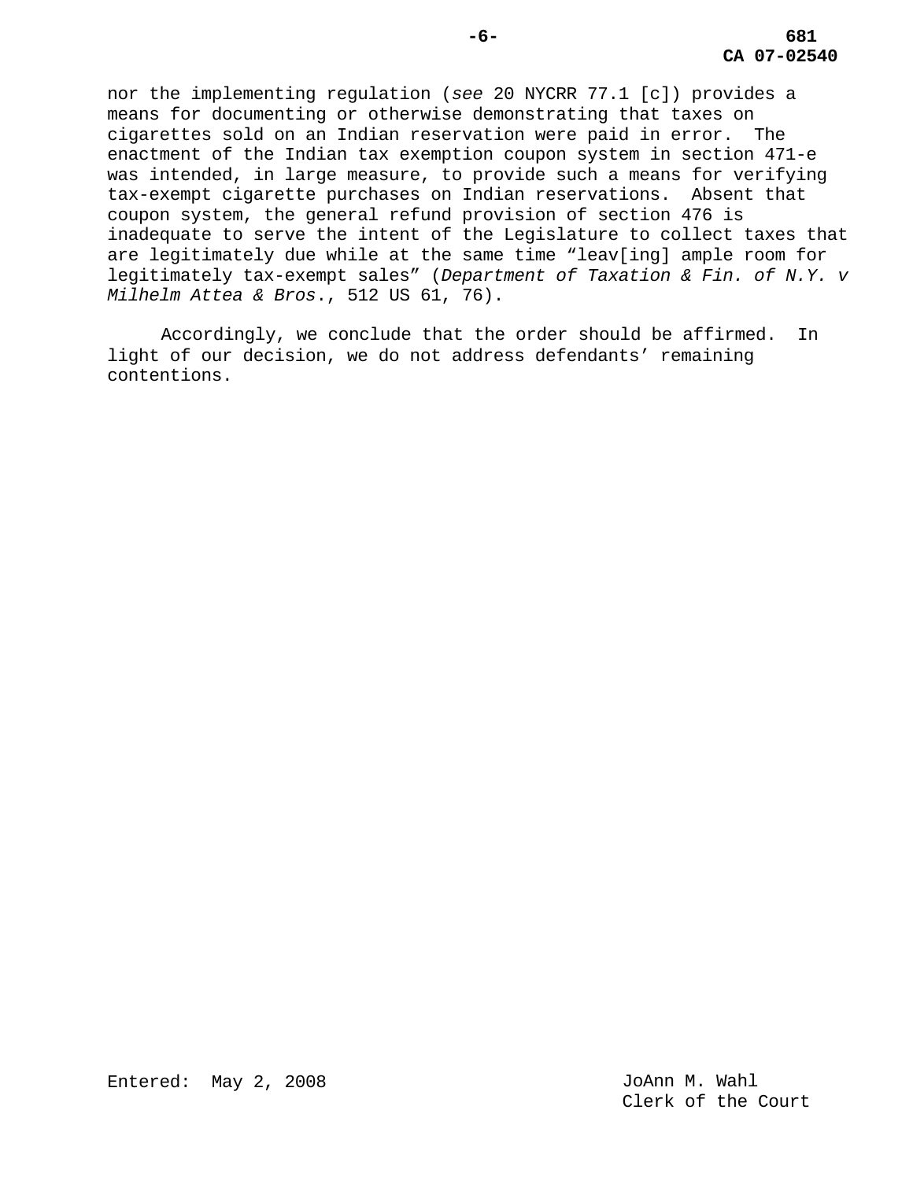nor the implementing regulation (*see* 20 NYCRR 77.1 [c]) provides a means for documenting or otherwise demonstrating that taxes on cigarettes sold on an Indian reservation were paid in error. The enactment of the Indian tax exemption coupon system in section 471-e was intended, in large measure, to provide such a means for verifying tax-exempt cigarette purchases on Indian reservations. Absent that coupon system, the general refund provision of section 476 is inadequate to serve the intent of the Legislature to collect taxes that are legitimately due while at the same time "leav[ing] ample room for legitimately tax-exempt sales" (*Department of Taxation & Fin. of N.Y. v Milhelm Attea & Bros.*, 512 US 61, 76).

Accordingly, we conclude that the order should be affirmed. In light of our decision, we do not address defendants' remaining contentions.

Entered: May 2, 2008

JoAnn M. Wahl
Clerk of the Court